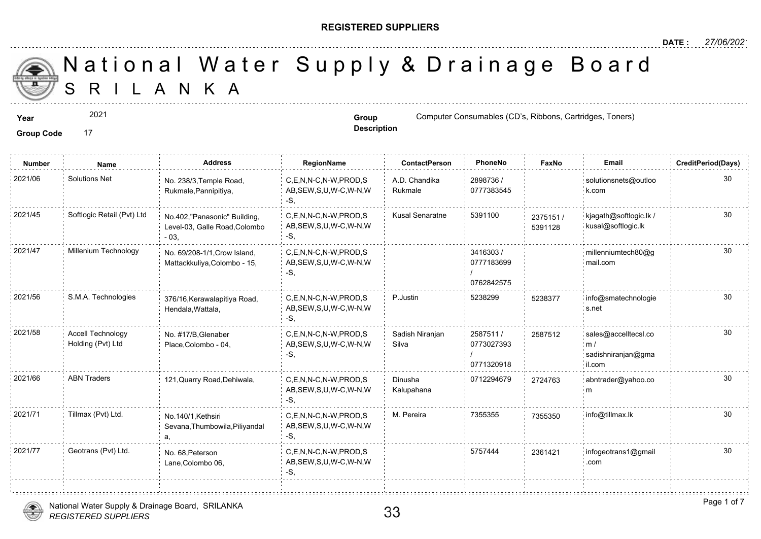**REGISTERED SUPPLIERS**

**DATE :** 27/06/2021

# National Water Supply & Drainage Board
## SRI LANKA

**Year** 2021

**Group Code** 17

**Group Description** Computer Consumables (CD's, Ribbons, Cartridges, Toners)

| Number | Name | Address | RegionName | ContactPerson | PhoneNo | FaxNo | Email | CreditPeriod(Days) |
|---|---|---|---|---|---|---|---|---|
| 2021/06 | Solutions Net | No. 238/3,Temple Road, Rukmale,Pannipitiya, | C,E,N,N-C,N-W,PROD,SAB,SEW,S,U,W-C,W-N,W-S, | A.D. Chandika Rukmale | 2898736 / 0777383545 | | solutionsnets@outlook.com | 30 |
| 2021/45 | Softlogic Retail (Pvt) Ltd | No.402,"Panasonic" Building, Level-03, Galle Road,Colombo - 03, | C,E,N,N-C,N-W,PROD,SAB,SEW,S,U,W-C,W-N,W-S, | Kusal Senaratne | 5391100 | 2375151 / 5391128 | kjagath@softlogic.lk / kusal@softlogic.lk | 30 |
| 2021/47 | Millenium Technology | No. 69/208-1/1,Crow Island, Mattackkuliya,Colombo - 15, | C,E,N,N-C,N-W,PROD,SAB,SEW,S,U,W-C,W-N,W-S, | | 3416303 / 0777183699 / 0762842575 | | millenniumtech80@gmail.com | 30 |
| 2021/56 | S.M.A. Technologies | 376/16,Kerawalapitiya Road, Hendala,Wattala, | C,E,N,N-C,N-W,PROD,SAB,SEW,S,U,W-C,W-N,W-S, | P.Justin | 5238299 | 5238377 | info@smatechnologies.net | 30 |
| 2021/58 | Accell Technology Holding (Pvt) Ltd | No. #17/B,Glenaber Place,Colombo - 04, | C,E,N,N-C,N-W,PROD,SAB,SEW,S,U,W-C,W-N,W-S, | Sadish Niranjan Silva | 2587511 / 0773027393 / 0771320918 | 2587512 | sales@accelltecsl.com / sadishniranjan@gmail.com | 30 |
| 2021/66 | ABN Traders | 121,Quarry Road,Dehiwala, | C,E,N,N-C,N-W,PROD,SAB,SEW,S,U,W-C,W-N,W-S, | Dinusha Kalupahana | 0712294679 | 2724763 | abntrader@yahoo.com | 30 |
| 2021/71 | Tillmax (Pvt) Ltd. | No.140/1,Kethsiri Sevana,Thumbowila,Piliyandala, | C,E,N,N-C,N-W,PROD,SAB,SEW,S,U,W-C,W-N,W-S, | M. Pereira | 7355355 | 7355350 | info@tillmax.lk | 30 |
| 2021/77 | Geotrans (Pvt) Ltd. | No. 68,Peterson Lane,Colombo 06, | C,E,N,N-C,N-W,PROD,SAB,SEW,S,U,W-C,W-N,W-S, | | 5757444 | 2361421 | infogeotrans1@gmail.com | 30 |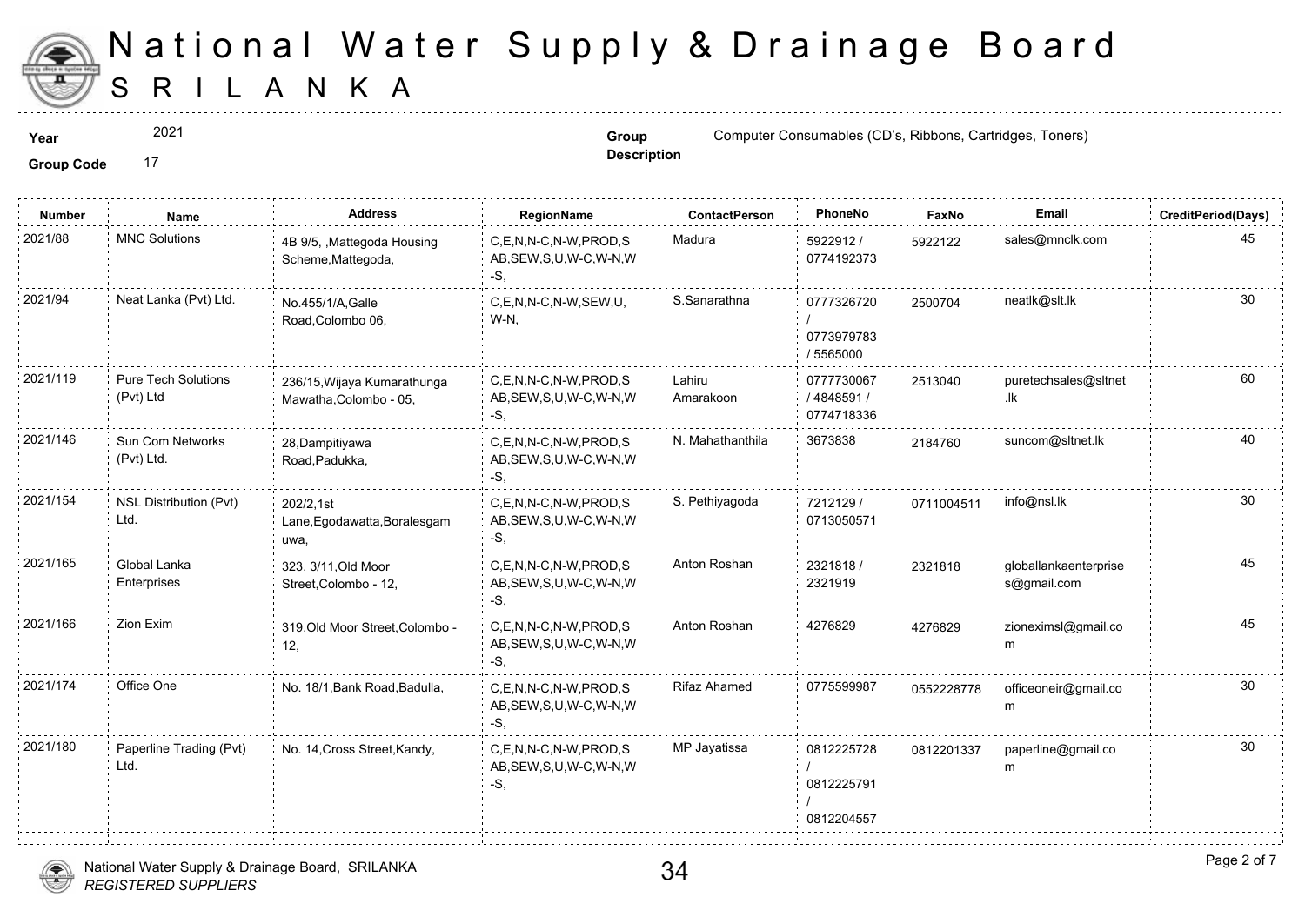# National Water Supply & Drainage Board
## SRI LANKA

**Year** 2021

**Group Code** 17

**Group Description** Computer Consumables (CD's, Ribbons, Cartridges, Toners)

| Number | Name | Address | RegionName | ContactPerson | PhoneNo | FaxNo | Email | CreditPeriod(Days) |
|---|---|---|---|---|---|---|---|---|
| 2021/88 | MNC Solutions | 4B 9/5, ,Mattegoda Housing Scheme,Mattegoda, | C,E,N,N-C,N-W,PROD,SAB,SEW,S,U,W-C,W-N,W-S, | Madura | 5922912 / 0774192373 | 5922122 | sales@mnclk.com | 45 |
| 2021/94 | Neat Lanka (Pvt) Ltd. | No.455/1/A,Galle Road,Colombo 06, | C,E,N,N-C,N-W,SEW,U,W-N, | S.Sanarathna | 0777326720 / 0773979783 / 5565000 | 2500704 | neatlk@slt.lk | 30 |
| 2021/119 | Pure Tech Solutions (Pvt) Ltd | 236/15,Wijaya Kumarathunga Mawatha,Colombo - 05, | C,E,N,N-C,N-W,PROD,SAB,SEW,S,U,W-C,W-N,W-S, | Lahiru Amarakoon | 0777730067 / 4848591 / 0774718336 | 2513040 | puretechsales@sltnet.lk | 60 |
| 2021/146 | Sun Com Networks (Pvt) Ltd. | 28,Dampitiyawa Road,Padukka, | C,E,N,N-C,N-W,PROD,SAB,SEW,S,U,W-C,W-N,W-S, | N. Mahathanthila | 3673838 | 2184760 | suncom@sltnet.lk | 40 |
| 2021/154 | NSL Distribution (Pvt) Ltd. | 202/2,1st Lane,Egodawatta,Boralesgamuwa, | C,E,N,N-C,N-W,PROD,SAB,SEW,S,U,W-C,W-N,W-S, | S. Pethiyagoda | 7212129 / 0713050571 | 0711004511 | info@nsl.lk | 30 |
| 2021/165 | Global Lanka Enterprises | 323, 3/11,Old Moor Street,Colombo - 12, | C,E,N,N-C,N-W,PROD,SAB,SEW,S,U,W-C,W-N,W-S, | Anton Roshan | 2321818 / 2321919 | 2321818 | globallankaenterprises@gmail.com | 45 |
| 2021/166 | Zion Exim | 319,Old Moor Street,Colombo - 12, | C,E,N,N-C,N-W,PROD,SAB,SEW,S,U,W-C,W-N,W-S, | Anton Roshan | 4276829 | 4276829 | zioneximsl@gmail.com | 45 |
| 2021/174 | Office One | No. 18/1,Bank Road,Badulla, | C,E,N,N-C,N-W,PROD,SAB,SEW,S,U,W-C,W-N,W-S, | Rifaz Ahamed | 0775599987 | 0552228778 | officeoneir@gmail.com | 30 |
| 2021/180 | Paperline Trading (Pvt) Ltd. | No. 14,Cross Street,Kandy, | C,E,N,N-C,N-W,PROD,SAB,SEW,S,U,W-C,W-N,W-S, | MP Jayatissa | 0812225728 / 0812225791 / 0812204557 | 0812201337 | paperline@gmail.com | 30 |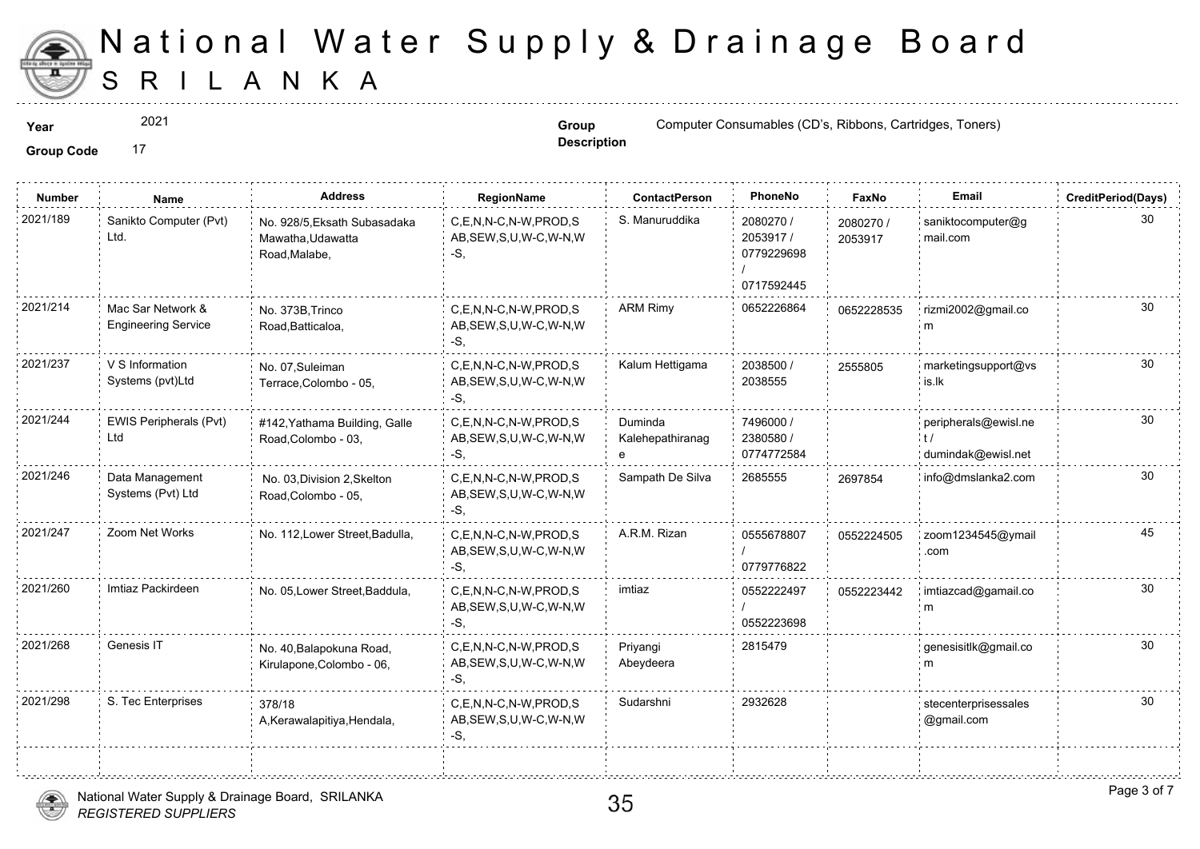# National Water Supply & Drainage Board
## SRILANKA

**Year** 2021

**Group Code** 17

**Group Description** Computer Consumables (CD's, Ribbons, Cartridges, Toners)

| Number | Name | Address | RegionName | ContactPerson | PhoneNo | FaxNo | Email | CreditPeriod(Days) |
|---|---|---|---|---|---|---|---|---|
| 2021/189 | Sanikto Computer (Pvt) Ltd. | No. 928/5,Eksath Subasadaka Mawatha,Udawatta Road,Malabe, | C,E,N,N-C,N-W,PROD,SAB,SEW,S,U,W-C,W-N,W-S, | S. Manuruddika | 2080270 / 2053917 / 0779229698 / 0717592445 | 2080270 / 2053917 | saniktocomputer@gmail.com | 30 |
| 2021/214 | Mac Sar Network & Engineering Service | No. 373B,Trinco Road,Batticaloa, | C,E,N,N-C,N-W,PROD,SAB,SEW,S,U,W-C,W-N,W-S, | ARM Rimy | 0652226864 | 0652228535 | rizmi2002@gmail.com | 30 |
| 2021/237 | V S Information Systems (pvt)Ltd | No. 07,Suleiman Terrace,Colombo - 05, | C,E,N,N-C,N-W,PROD,SAB,SEW,S,U,W-C,W-N,W-S, | Kalum Hettigama | 2038500 / 2038555 | 2555805 | marketingsupport@vsis.lk | 30 |
| 2021/244 | EWIS Peripherals (Pvt) Ltd | #142,Yathama Building, Galle Road,Colombo - 03, | C,E,N,N-C,N-W,PROD,SAB,SEW,S,U,W-C,W-N,W-S, | Duminda Kalehepathiranage | 7496000 / 2380580 / 0774772584 | | peripherals@ewisl.net / dumindak@ewisl.net | 30 |
| 2021/246 | Data Management Systems (Pvt) Ltd | No. 03,Division 2,Skelton Road,Colombo - 05, | C,E,N,N-C,N-W,PROD,SAB,SEW,S,U,W-C,W-N,W-S, | Sampath De Silva | 2685555 | 2697854 | info@dmslanka2.com | 30 |
| 2021/247 | Zoom Net Works | No. 112,Lower Street,Badulla, | C,E,N,N-C,N-W,PROD,SAB,SEW,S,U,W-C,W-N,W-S, | A.R.M. Rizan | 0555678807 / 0779776822 | 0552224505 | zoom1234545@ymail.com | 45 |
| 2021/260 | Imtiaz Packirdeen | No. 05,Lower Street,Baddula, | C,E,N,N-C,N-W,PROD,SAB,SEW,S,U,W-C,W-N,W-S, | imtiaz | 0552222497 / 0552223698 | 0552223442 | imtiazcad@gamail.com | 30 |
| 2021/268 | Genesis IT | No. 40,Balapokuna Road, Kirulapone,Colombo - 06, | C,E,N,N-C,N-W,PROD,SAB,SEW,S,U,W-C,W-N,W-S, | Priyangi Abeydeera | 2815479 | | genesisitlk@gmail.com | 30 |
| 2021/298 | S. Tec Enterprises | 378/18 A,Kerawalapitiya,Hendala, | C,E,N,N-C,N-W,PROD,SAB,SEW,S,U,W-C,W-N,W-S, | Sudarshni | 2932628 | | stecenterprisessales@gmail.com | 30 |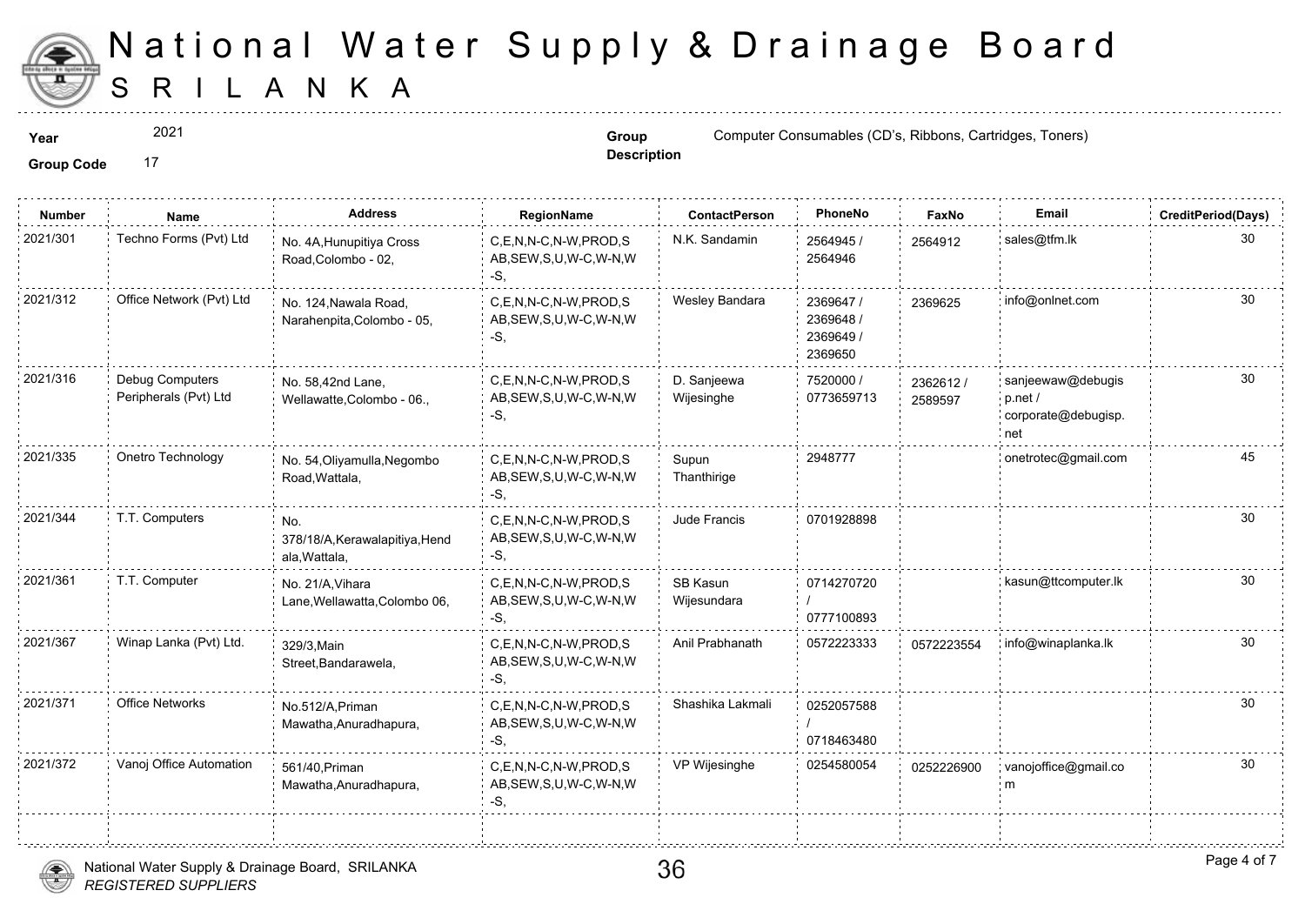# National Water Supply & Drainage Board

## SRILANKA

**Year** 2021

**Group Code** 17

**Group Description** Computer Consumables (CD's, Ribbons, Cartridges, Toners)

| Number | Name | Address | RegionName | ContactPerson | PhoneNo | FaxNo | Email | CreditPeriod(Days) |
|---|---|---|---|---|---|---|---|---|
| 2021/301 | Techno Forms (Pvt) Ltd | No. 4A,Hunupitiya Cross Road,Colombo - 02, | C,E,N,N-C,N-W,PROD,SAB,SEW,S,U,W-C,W-N,W-S, | N.K. Sandamin | 2564945 / 2564946 | 2564912 | sales@tfm.lk | 30 |
| 2021/312 | Office Network (Pvt) Ltd | No. 124,Nawala Road, Narahenpita,Colombo - 05, | C,E,N,N-C,N-W,PROD,SAB,SEW,S,U,W-C,W-N,W-S, | Wesley Bandara | 2369647 / 2369648 / 2369649 / 2369650 | 2369625 | info@onlnet.com | 30 |
| 2021/316 | Debug Computers Peripherals (Pvt) Ltd | No. 58,42nd Lane, Wellawatte,Colombo - 06., | C,E,N,N-C,N-W,PROD,SAB,SEW,S,U,W-C,W-N,W-S, | D. Sanjeewa Wijesinghe | 7520000 / 0773659713 | 2362612 / 2589597 | sanjeewaw@debugisp.net / corporate@debugisp.net | 30 |
| 2021/335 | Onetro Technology | No. 54,Oliyamulla,Negombo Road,Wattala, | C,E,N,N-C,N-W,PROD,SAB,SEW,S,U,W-C,W-N,W-S, | Supun Thanthirige | 2948777 | | onetrotec@gmail.com | 45 |
| 2021/344 | T.T. Computers | No. 378/18/A,Kerawalapitiya,Hendala,Wattala, | C,E,N,N-C,N-W,PROD,SAB,SEW,S,U,W-C,W-N,W-S, | Jude Francis | 0701928898 | | | 30 |
| 2021/361 | T.T. Computer | No. 21/A,Vihara Lane,Wellawatta,Colombo 06, | C,E,N,N-C,N-W,PROD,SAB,SEW,S,U,W-C,W-N,W-S, | SB Kasun Wijesundara | 0714270720 / 0777100893 | | kasun@ttcomputer.lk | 30 |
| 2021/367 | Winap Lanka (Pvt) Ltd. | 329/3,Main Street,Bandarawela, | C,E,N,N-C,N-W,PROD,SAB,SEW,S,U,W-C,W-N,W-S, | Anil Prabhanath | 0572223333 | 0572223554 | info@winaplanka.lk | 30 |
| 2021/371 | Office Networks | No.512/A,Priman Mawatha,Anuradhapura, | C,E,N,N-C,N-W,PROD,SAB,SEW,S,U,W-C,W-N,W-S, | Shashika Lakmali | 0252057588 / 0718463480 | | | 30 |
| 2021/372 | Vanoj Office Automation | 561/40,Priman Mawatha,Anuradhapura, | C,E,N,N-C,N-W,PROD,SAB,SEW,S,U,W-C,W-N,W-S, | VP Wijesinghe | 0254580054 | 0252226900 | vanojoffice@gmail.com | 30 |

National Water Supply & Drainage Board, SRILANKA
*REGISTERED SUPPLIERS*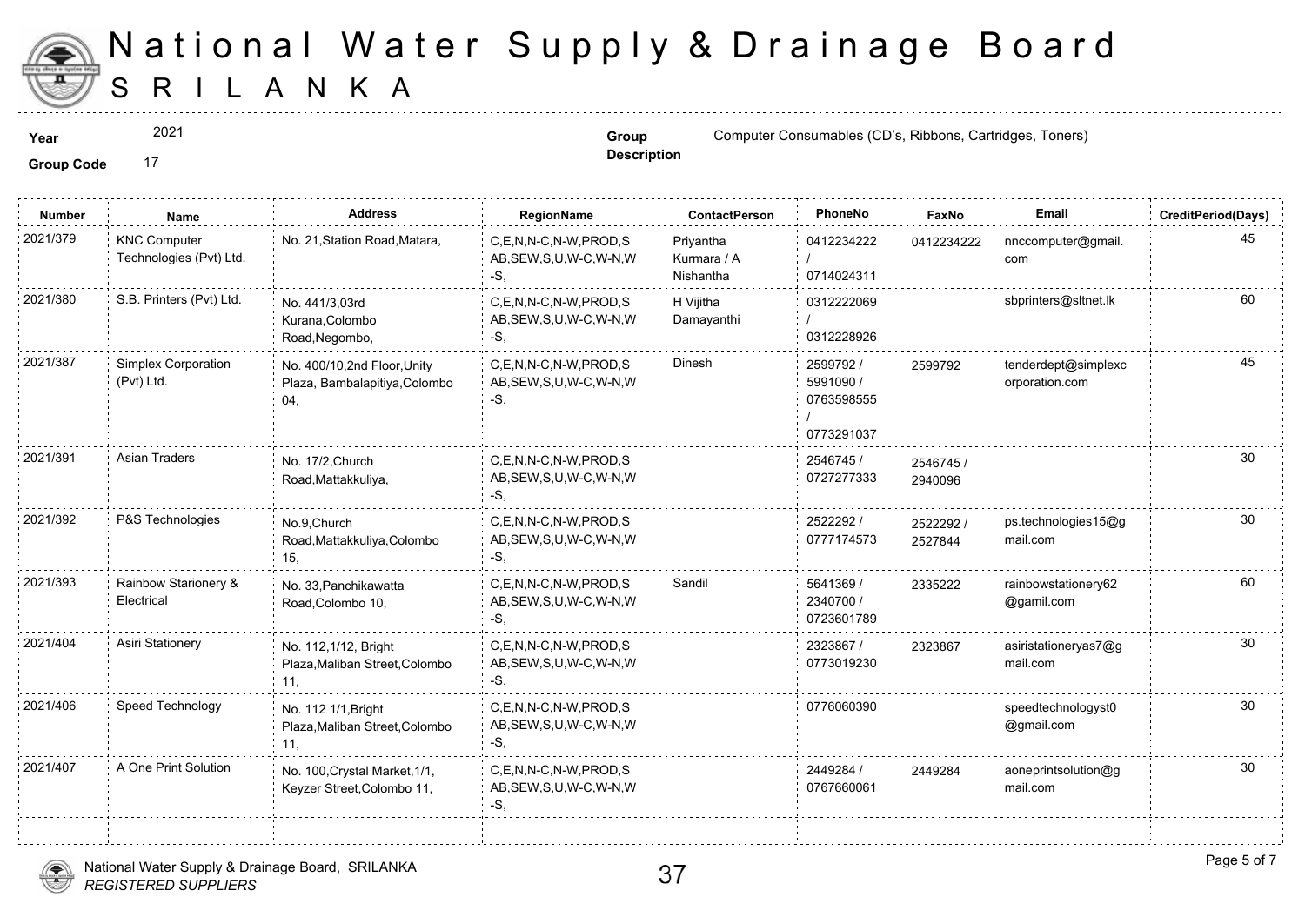# National Water Supply & Drainage Board
## SRILANKA

**Year** 2021

**Group Code** 17

**Group Description** Computer Consumables (CD's, Ribbons, Cartridges, Toners)

| Number | Name | Address | RegionName | ContactPerson | PhoneNo | FaxNo | Email | CreditPeriod(Days) |
|---|---|---|---|---|---|---|---|---|
| 2021/379 | KNC Computer Technologies (Pvt) Ltd. | No. 21,Station Road,Matara, | C,E,N,N-C,N-W,PROD,SAB,SEW,S,U,W-C,W-N,W-S, | Priyantha Kurmara / A Nishantha | 0412234222 / 0714024311 | 0412234222 | nnccomputer@gmail.com | 45 |
| 2021/380 | S.B. Printers (Pvt) Ltd. | No. 441/3,03rd Kurana,Colombo Road,Negombo, | C,E,N,N-C,N-W,PROD,SAB,SEW,S,U,W-C,W-N,W-S, | H Vijitha Damayanthi | 0312222069 / 0312228926 | | sbprinters@sltnet.lk | 60 |
| 2021/387 | Simplex Corporation (Pvt) Ltd. | No. 400/10,2nd Floor,Unity Plaza, Bambalapitiya,Colombo 04, | C,E,N,N-C,N-W,PROD,SAB,SEW,S,U,W-C,W-N,W-S, | Dinesh | 2599792 / 5991090 / 0763598555 / 0773291037 | 2599792 | tenderdept@simplexcorporation.com | 45 |
| 2021/391 | Asian Traders | No. 17/2,Church Road,Mattakkuliya, | C,E,N,N-C,N-W,PROD,SAB,SEW,S,U,W-C,W-N,W-S, | | 2546745 / 0727277333 | 2546745 / 2940096 | | 30 |
| 2021/392 | P&S Technologies | No.9,Church Road,Mattakkuliya,Colombo 15, | C,E,N,N-C,N-W,PROD,SAB,SEW,S,U,W-C,W-N,W-S, | | 2522292 / 0777174573 | 2522292 / 2527844 | ps.technologies15@gmail.com | 30 |
| 2021/393 | Rainbow Starionery & Electrical | No. 33,Panchikawatta Road,Colombo 10, | C,E,N,N-C,N-W,PROD,SAB,SEW,S,U,W-C,W-N,W-S, | Sandil | 5641369 / 2340700 / 0723601789 | 2335222 | rainbowstationery62@gamil.com | 60 |
| 2021/404 | Asiri Stationery | No. 112,1/12, Bright Plaza,Maliban Street,Colombo 11, | C,E,N,N-C,N-W,PROD,SAB,SEW,S,U,W-C,W-N,W-S, | | 2323867 / 0773019230 | 2323867 | asiristationeryas7@gmail.com | 30 |
| 2021/406 | Speed Technology | No. 112 1/1,Bright Plaza,Maliban Street,Colombo 11, | C,E,N,N-C,N-W,PROD,SAB,SEW,S,U,W-C,W-N,W-S, | | 0776060390 | | speedtechnologyst0@gmail.com | 30 |
| 2021/407 | A One Print Solution | No. 100,Crystal Market,1/1, Keyzer Street,Colombo 11, | C,E,N,N-C,N-W,PROD,SAB,SEW,S,U,W-C,W-N,W-S, | | 2449284 / 0767660061 | 2449284 | aoneprintsolution@gmail.com | 30 |

National Water Supply & Drainage Board, SRILANKA
*REGISTERED SUPPLIERS*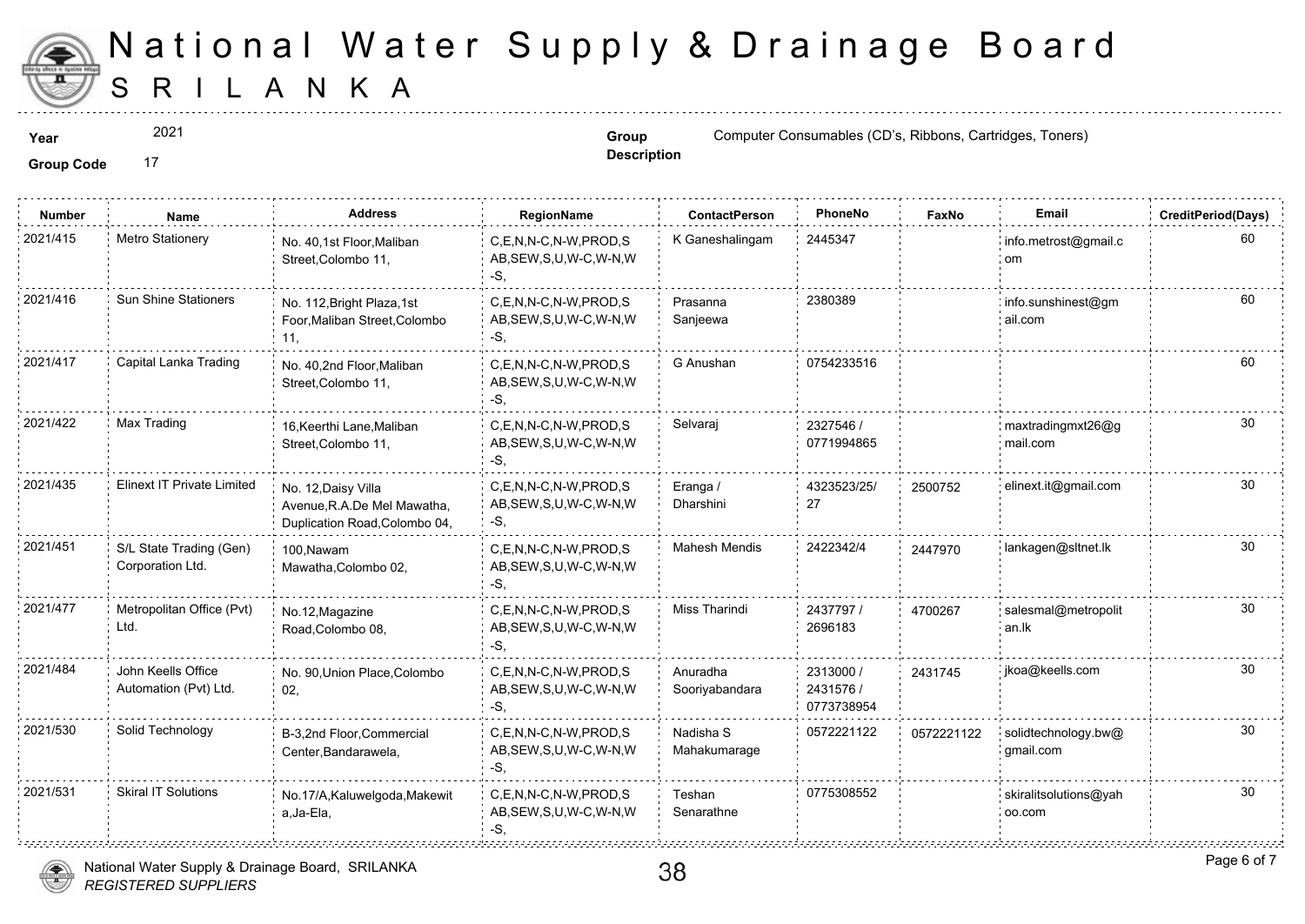# National Water Supply & Drainage Board

## SRILANKA

**Year** 2021

**Group Code** 17

**Group Description** Computer Consumables (CD's, Ribbons, Cartridges, Toners)

| Number | Name | Address | RegionName | ContactPerson | PhoneNo | FaxNo | Email | CreditPeriod(Days) |
|---|---|---|---|---|---|---|---|---|
| 2021/415 | Metro Stationery | No. 40,1st Floor,Maliban Street,Colombo 11, | C,E,N,N-C,N-W,PROD,SAB,SEW,S,U,W-C,W-N,W-S, | K Ganeshalingam | 2445347 | | info.metrost@gmail.com | 60 |
| 2021/416 | Sun Shine Stationers | No. 112,Bright Plaza,1st Foor,Maliban Street,Colombo 11, | C,E,N,N-C,N-W,PROD,SAB,SEW,S,U,W-C,W-N,W-S, | Prasanna Sanjeewa | 2380389 | | info.sunshinest@gmail.com | 60 |
| 2021/417 | Capital Lanka Trading | No. 40,2nd Floor,Maliban Street,Colombo 11, | C,E,N,N-C,N-W,PROD,SAB,SEW,S,U,W-C,W-N,W-S, | G Anushan | 0754233516 | | | 60 |
| 2021/422 | Max Trading | 16,Keerthi Lane,Maliban Street,Colombo 11, | C,E,N,N-C,N-W,PROD,SAB,SEW,S,U,W-C,W-N,W-S, | Selvaraj | 2327546 / 0771994865 | | maxtradingmxt26@gmail.com | 30 |
| 2021/435 | Elinext IT Private Limited | No. 12,Daisy Villa Avenue,R.A.De Mel Mawatha, Duplication Road,Colombo 04, | C,E,N,N-C,N-W,PROD,SAB,SEW,S,U,W-C,W-N,W-S, | Eranga / Dharshini | 4323523/25/27 | 2500752 | elinext.it@gmail.com | 30 |
| 2021/451 | S/L State Trading (Gen) Corporation Ltd. | 100,Nawam Mawatha,Colombo 02, | C,E,N,N-C,N-W,PROD,SAB,SEW,S,U,W-C,W-N,W-S, | Mahesh Mendis | 2422342/4 | 2447970 | lankagen@sltnet.lk | 30 |
| 2021/477 | Metropolitan Office (Pvt) Ltd. | No.12,Magazine Road,Colombo 08, | C,E,N,N-C,N-W,PROD,SAB,SEW,S,U,W-C,W-N,W-S, | Miss Tharindi | 2437797 / 2696183 | 4700267 | salesmal@metropolitan.lk | 30 |
| 2021/484 | John Keells Office Automation (Pvt) Ltd. | No. 90,Union Place,Colombo 02, | C,E,N,N-C,N-W,PROD,SAB,SEW,S,U,W-C,W-N,W-S, | Anuradha Sooriyabandara | 2313000 / 2431576 / 0773738954 | 2431745 | jkoa@keells.com | 30 |
| 2021/530 | Solid Technology | B-3,2nd Floor,Commercial Center,Bandarawela, | C,E,N,N-C,N-W,PROD,SAB,SEW,S,U,W-C,W-N,W-S, | Nadisha S Mahakumarage | 0572221122 | 0572221122 | solidtechnology.bw@gmail.com | 30 |
| 2021/531 | Skiral IT Solutions | No.17/A,Kaluwelgoda,Makewita,Ja-Ela, | C,E,N,N-C,N-W,PROD,SAB,SEW,S,U,W-C,W-N,W-S, | Teshan Senarathne | 0775308552 | | skiralitsolutions@yahoo.com | 30 |

National Water Supply & Drainage Board, SRILANKA
*REGISTERED SUPPLIERS*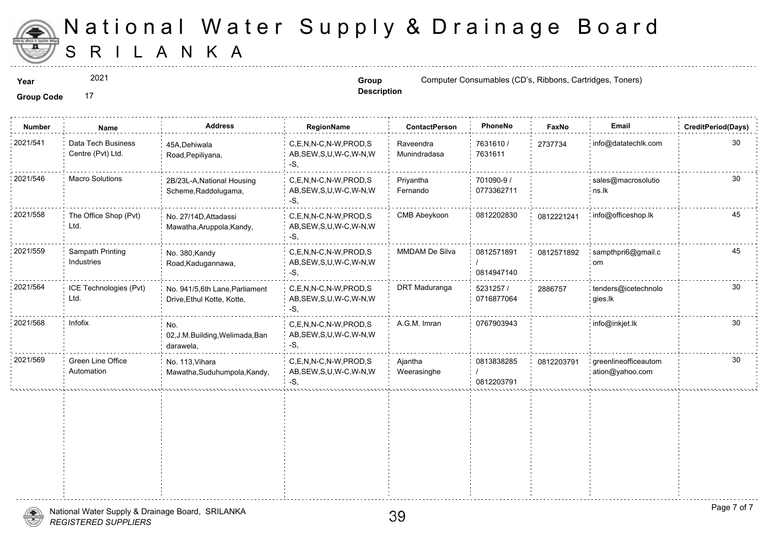# National Water Supply & Drainage Board
## SRI LANKA

**Year** 2021

**Group Code** 17

**Group Description** Computer Consumables (CD's, Ribbons, Cartridges, Toners)

| Number | Name | Address | RegionName | ContactPerson | PhoneNo | FaxNo | Email | CreditPeriod(Days) |
|---|---|---|---|---|---|---|---|---|
| 2021/541 | Data Tech Business Centre (Pvt) Ltd. | 45A,Dehiwala Road,Pepiliyana, | C,E,N,N-C,N-W,PROD,SAB,SEW,S,U,W-C,W-N,W-S, | Raveendra Munindradasa | 7631610 / 7631611 | 2737734 | info@datatechlk.com | 30 |
| 2021/546 | Macro Solutions | 2B/23L-A,National Housing Scheme,Raddolugama, | C,E,N,N-C,N-W,PROD,SAB,SEW,S,U,W-C,W-N,W-S, | Priyantha Fernando | 701090-9 / 0773362711 | | sales@macrosolutions.lk | 30 |
| 2021/558 | The Office Shop (Pvt) Ltd. | No. 27/14D,Attadassi Mawatha,Aruppola,Kandy, | C,E,N,N-C,N-W,PROD,SAB,SEW,S,U,W-C,W-N,W-S, | CMB Abeykoon | 0812202830 | 0812221241 | info@officeshop.lk | 45 |
| 2021/559 | Sampath Printing Industries | No. 380,Kandy Road,Kadugannawa, | C,E,N,N-C,N-W,PROD,SAB,SEW,S,U,W-C,W-N,W-S, | MMDAM De Silva | 0812571891 / 0814947140 | 0812571892 | sampthpri6@gmail.com | 45 |
| 2021/564 | ICE Technologies (Pvt) Ltd. | No. 941/5,6th Lane,Parliament Drive,Ethul Kotte, Kotte, | C,E,N,N-C,N-W,PROD,SAB,SEW,S,U,W-C,W-N,W-S, | DRT Maduranga | 5231257 / 0716877064 | 2886757 | tenders@icetechnologies.lk | 30 |
| 2021/568 | Infofix | No. 02,J.M.Building,Welimada,Bandarawela, | C,E,N,N-C,N-W,PROD,SAB,SEW,S,U,W-C,W-N,W-S, | A.G.M. Imran | 0767903943 | | info@inkjet.lk | 30 |
| 2021/569 | Green Line Office Automation | No. 113,Vihara Mawatha,Suduhumpola,Kandy, | C,E,N,N-C,N-W,PROD,SAB,SEW,S,U,W-C,W-N,W-S, | Ajantha Weerasinghe | 0813838285 / 0812203791 | 0812203791 | greenlineofficeautomation@yahoo.com | 30 |

National Water Supply & Drainage Board, SRILANKA
*REGISTERED SUPPLIERS*